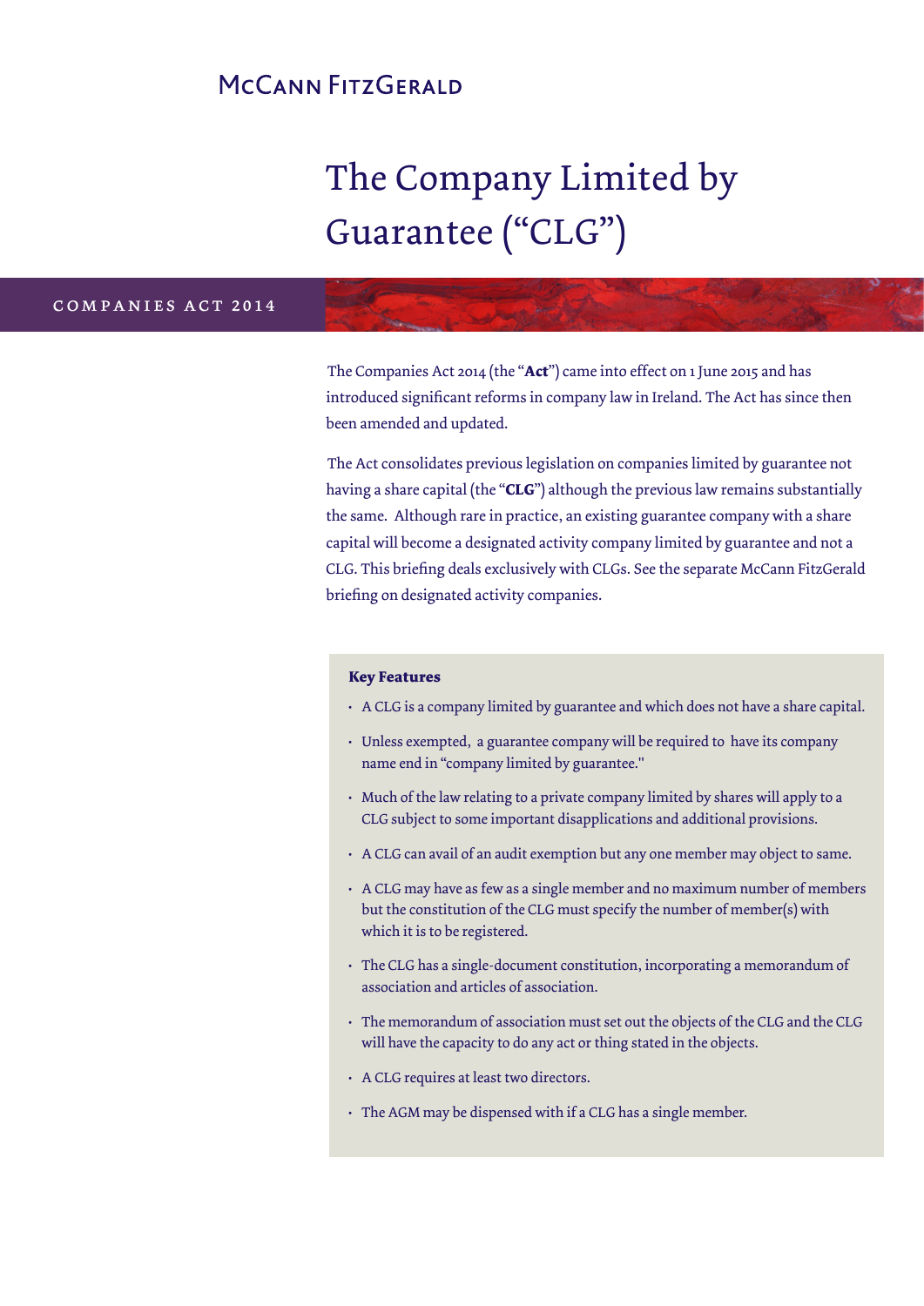McCann FitzGerald

# The Company Limited by Guarantee ("CLG")

COMPANIES ACT 2014

The Companies Act 2014 (the "**Act**") came into effect on 1 June 2015 and has introduced significant reforms in company law in Ireland. The Act has since then been amended and updated.

The Act consolidates previous legislation on companies limited by guarantee not having a share capital (the "**CLG**") although the previous law remains substantially the same. Although rare in practice, an existing guarantee company with a share capital will become a designated activity company limited by guarantee and not a CLG. This briefing deals exclusively with CLGs. See the separate McCann FitzGerald briefing on designated activity companies.

**Key Features**

- A CLG is a company limited by guarantee and which does not have a share capital.
- Unless exempted, a guarantee company will be required to have its company name end in "company limited by guarantee."
- Much of the law relating to a private company limited by shares will apply to a CLG subject to some important disapplications and additional provisions.
- A CLG can avail of an audit exemption but any one member may object to same.
- A CLG may have as few as a single member and no maximum number of members but the constitution of the CLG must specify the number of member(s) with which it is to be registered.
- The CLG has a single-document constitution, incorporating a memorandum of association and articles of association.
- The memorandum of association must set out the objects of the CLG and the CLG will have the capacity to do any act or thing stated in the objects.
- A CLG requires at least two directors.
- The AGM may be dispensed with if a CLG has a single member.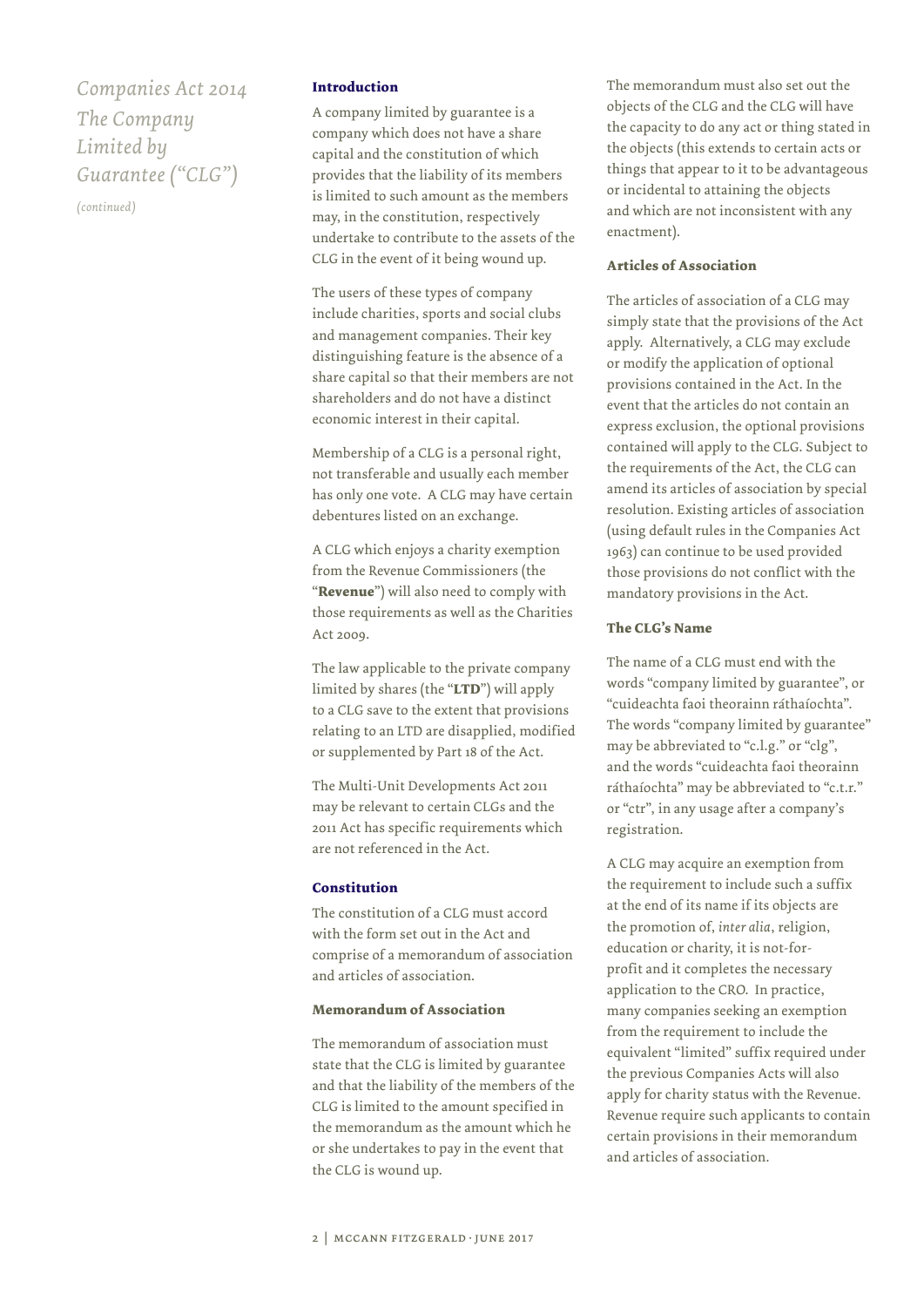# Companies Act 2014 The Company Limited by Guarantee ("CLG")

*(continued)*

## Introduction

A company limited by guarantee is a company which does not have a share capital and the constitution of which provides that the liability of its members is limited to such amount as the members may, in the constitution, respectively undertake to contribute to the assets of the CLG in the event of it being wound up.

The users of these types of company include charities, sports and social clubs and management companies. Their key distinguishing feature is the absence of a share capital so that their members are not shareholders and do not have a distinct economic interest in their capital.

Membership of a CLG is a personal right, not transferable and usually each member has only one vote. A CLG may have certain debentures listed on an exchange.

A CLG which enjoys a charity exemption from the Revenue Commissioners (the "**Revenue**") will also need to comply with those requirements as well as the Charities Act 2009.

The law applicable to the private company limited by shares (the "**LTD**") will apply to a CLG save to the extent that provisions relating to an LTD are disapplied, modified or supplemented by Part 18 of the Act.

The Multi-Unit Developments Act 2011 may be relevant to certain CLGs and the 2011 Act has specific requirements which are not referenced in the Act.

## Constitution

The constitution of a CLG must accord with the form set out in the Act and comprise of a memorandum of association and articles of association.

### Memorandum of Association

The memorandum of association must state that the CLG is limited by guarantee and that the liability of the members of the CLG is limited to the amount specified in the memorandum as the amount which he or she undertakes to pay in the event that the CLG is wound up.

The memorandum must also set out the objects of the CLG and the CLG will have the capacity to do any act or thing stated in the objects (this extends to certain acts or things that appear to it to be advantageous or incidental to attaining the objects and which are not inconsistent with any enactment).

### Articles of Association

The articles of association of a CLG may simply state that the provisions of the Act apply. Alternatively, a CLG may exclude or modify the application of optional provisions contained in the Act. In the event that the articles do not contain an express exclusion, the optional provisions contained will apply to the CLG. Subject to the requirements of the Act, the CLG can amend its articles of association by special resolution. Existing articles of association (using default rules in the Companies Act 1963) can continue to be used provided those provisions do not conflict with the mandatory provisions in the Act.

### The CLG's Name

The name of a CLG must end with the words "company limited by guarantee", or "cuideachta faoi theorainn ráthaíochta". The words "company limited by guarantee" may be abbreviated to "c.l.g." or "clg", and the words "cuideachta faoi theorainn ráthaíochta" may be abbreviated to "c.t.r." or "ctr", in any usage after a company's registration.

A CLG may acquire an exemption from the requirement to include such a suffix at the end of its name if its objects are the promotion of, *inter alia*, religion, education or charity, it is not-for-profit and it completes the necessary application to the CRO. In practice, many companies seeking an exemption from the requirement to include the equivalent "limited" suffix required under the previous Companies Acts will also apply for charity status with the Revenue. Revenue require such applicants to contain certain provisions in their memorandum and articles of association.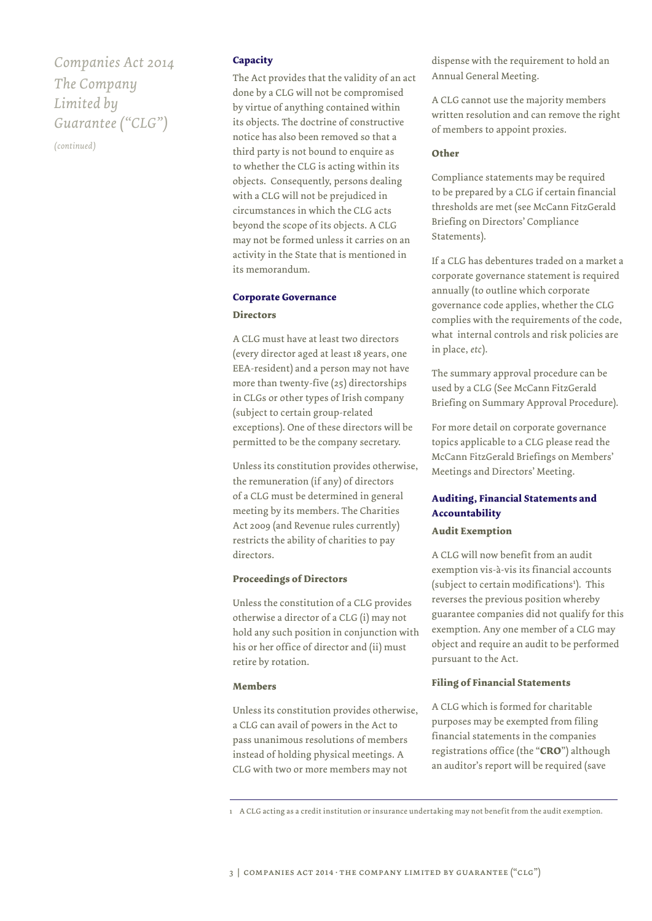*Companies Act 2014 The Company Limited by Guarantee ("CLG")*

*(continued)*

## Capacity

The Act provides that the validity of an act done by a CLG will not be compromised by virtue of anything contained within its objects. The doctrine of constructive notice has also been removed so that a third party is not bound to enquire as to whether the CLG is acting within its objects. Consequently, persons dealing with a CLG will not be prejudiced in circumstances in which the CLG acts beyond the scope of its objects. A CLG may not be formed unless it carries on an activity in the State that is mentioned in its memorandum.

## Corporate Governance

### Directors

A CLG must have at least two directors (every director aged at least 18 years, one EEA-resident) and a person may not have more than twenty-five (25) directorships in CLGs or other types of Irish company (subject to certain group-related exceptions). One of these directors will be permitted to be the company secretary.

Unless its constitution provides otherwise, the remuneration (if any) of directors of a CLG must be determined in general meeting by its members. The Charities Act 2009 (and Revenue rules currently) restricts the ability of charities to pay directors.

### Proceedings of Directors

Unless the constitution of a CLG provides otherwise a director of a CLG (i) may not hold any such position in conjunction with his or her office of director and (ii) must retire by rotation.

### Members

Unless its constitution provides otherwise, a CLG can avail of powers in the Act to pass unanimous resolutions of members instead of holding physical meetings. A CLG with two or more members may not dispense with the requirement to hold an Annual General Meeting.

A CLG cannot use the majority members written resolution and can remove the right of members to appoint proxies.

### Other

Compliance statements may be required to be prepared by a CLG if certain financial thresholds are met (see McCann FitzGerald Briefing on Directors' Compliance Statements).

If a CLG has debentures traded on a market a corporate governance statement is required annually (to outline which corporate governance code applies, whether the CLG complies with the requirements of the code, what internal controls and risk policies are in place, *etc*).

The summary approval procedure can be used by a CLG (See McCann FitzGerald Briefing on Summary Approval Procedure).

For more detail on corporate governance topics applicable to a CLG please read the McCann FitzGerald Briefings on Members' Meetings and Directors' Meeting.

## Auditing, Financial Statements and Accountability

### Audit Exemption

A CLG will now benefit from an audit exemption vis-à-vis its financial accounts (subject to certain modifications[1]). This reverses the previous position whereby guarantee companies did not qualify for this exemption. Any one member of a CLG may object and require an audit to be performed pursuant to the Act.

### Filing of Financial Statements

A CLG which is formed for charitable purposes may be exempted from filing financial statements in the companies registrations office (the "**CRO**") although an auditor's report will be required (save

---

1 A CLG acting as a credit institution or insurance undertaking may not benefit from the audit exemption.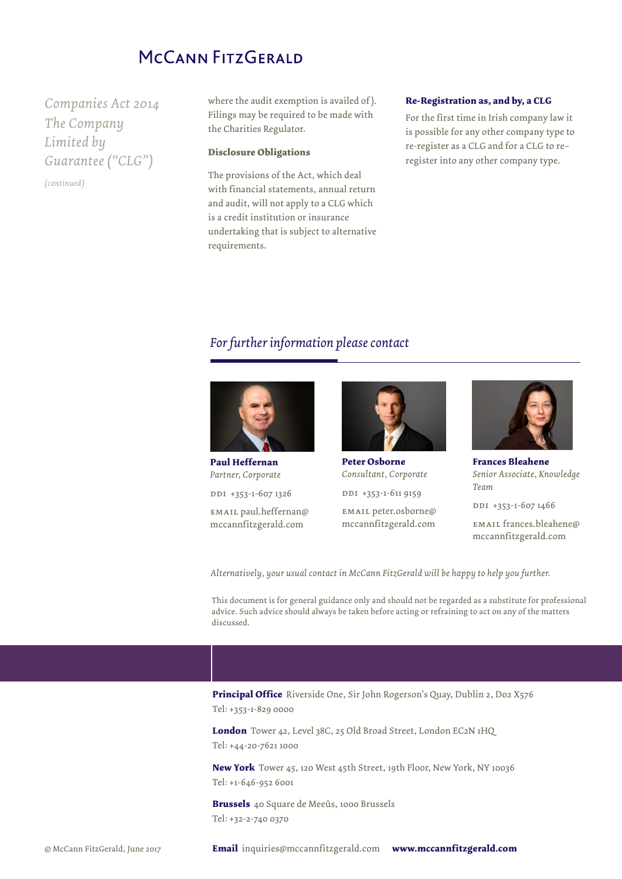*Companies Act 2014 The Company Limited by Guarantee ("CLG")*

*(continued)*

where the audit exemption is availed of). Filings may be required to be made with the Charities Regulator.

**Disclosure Obligations**

The provisions of the Act, which deal with financial statements, annual return and audit, will not apply to a CLG which is a credit institution or insurance undertaking that is subject to alternative requirements.

**Re-Registration as, and by, a CLG**

For the first time in Irish company law it is possible for any other company type to re-register as a CLG and for a CLG to re-register into any other company type.

## *For further information please contact*

**Paul Heffernan**
*Partner, Corporate*

DDI +353-1-607 1326

EMAIL paul.heffernan@mccannfitzgerald.com

**Peter Osborne**
*Consultant, Corporate*

DDI +353-1-611 9159

EMAIL peter.osborne@mccannfitzgerald.com

**Frances Bleahene**
*Senior Associate, Knowledge Team*

DDI +353-1-607 1466

EMAIL frances.bleahene@mccannfitzgerald.com

*Alternatively, your usual contact in McCann FitzGerald will be happy to help you further.*

This document is for general guidance only and should not be regarded as a substitute for professional advice. Such advice should always be taken before acting or refraining to act on any of the matters discussed.

**Principal Office** Riverside One, Sir John Rogerson's Quay, Dublin 2, D02 X576
Tel: +353-1-829 0000

**London** Tower 42, Level 38C, 25 Old Broad Street, London EC2N 1HQ
Tel: +44-20-7621 1000

**New York** Tower 45, 120 West 45th Street, 19th Floor, New York, NY 10036
Tel: +1-646-952 6001

**Brussels** 40 Square de Meeûs, 1000 Brussels
Tel: +32-2-740 0370

**Email** inquiries@mccannfitzgerald.com **www.mccannfitzgerald.com**

© McCann FitzGerald, June 2017